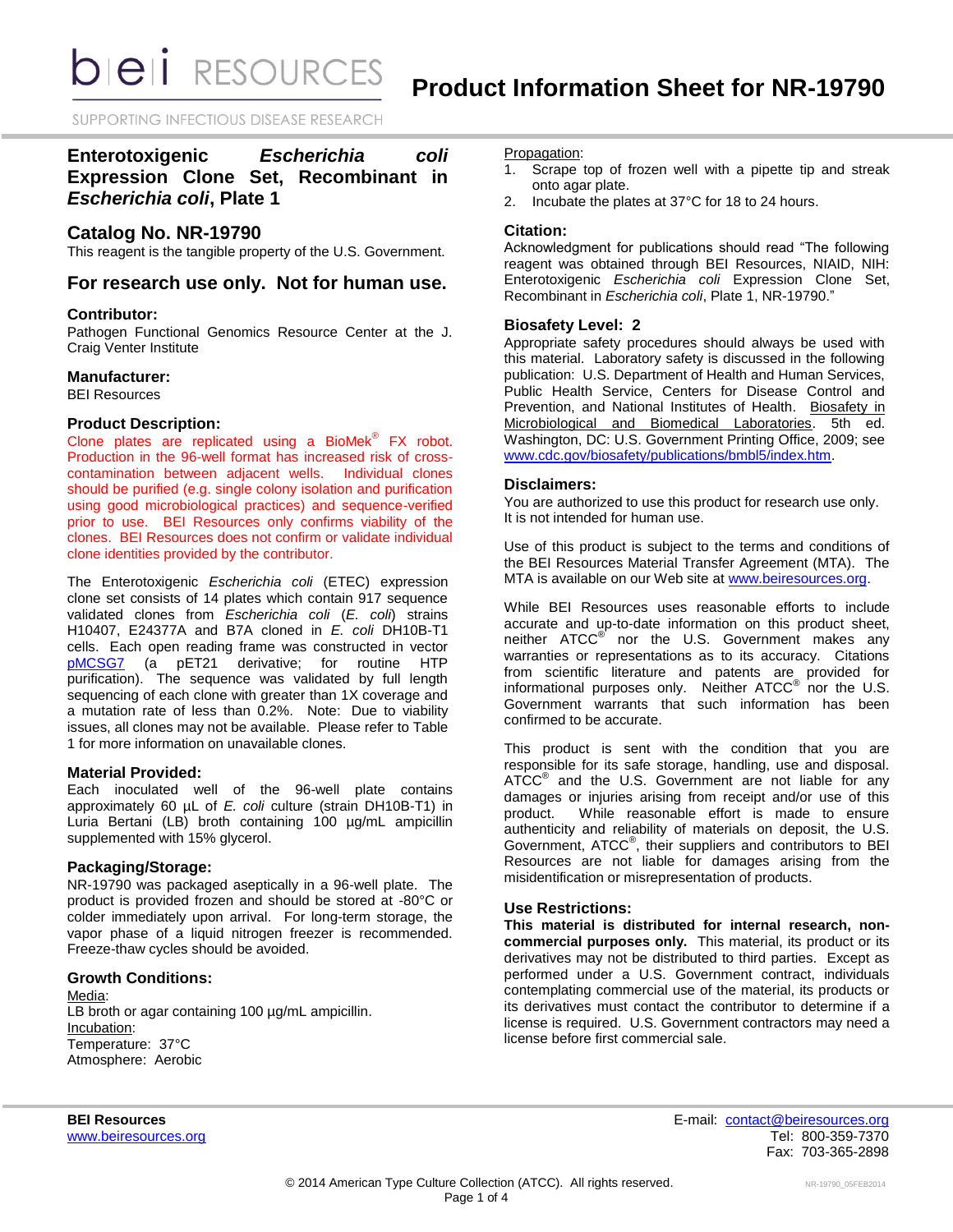# Product Information Sheet for NR-19790

## Enterotoxigenic *Escherichia coli* Expression Clone Set, Recombinant in *Escherichia coli*, Plate 1

## Catalog No. NR-19790

This reagent is the tangible property of the U.S. Government.

## For research use only. Not for human use.

### Contributor:

Pathogen Functional Genomics Resource Center at the J. Craig Venter Institute

### Manufacturer:

BEI Resources

### Product Description:

Clone plates are replicated using a BioMek® FX robot. Production in the 96-well format has increased risk of cross-contamination between adjacent wells. Individual clones should be purified (e.g. single colony isolation and purification using good microbiological practices) and sequence-verified prior to use. BEI Resources only confirms viability of the clones. BEI Resources does not confirm or validate individual clone identities provided by the contributor.

The Enterotoxigenic *Escherichia coli* (ETEC) expression clone set consists of 14 plates which contain 917 sequence validated clones from *Escherichia coli* (*E. coli*) strains H10407, E24377A and B7A cloned in *E. coli* DH10B-T1 cells. Each open reading frame was constructed in vector pMCSG7 (a pET21 derivative; for routine HTP purification). The sequence was validated by full length sequencing of each clone with greater than 1X coverage and a mutation rate of less than 0.2%. Note: Due to viability issues, all clones may not be available. Please refer to Table 1 for more information on unavailable clones.

### Material Provided:

Each inoculated well of the 96-well plate contains approximately 60 µL of *E. coli* culture (strain DH10B-T1) in Luria Bertani (LB) broth containing 100 µg/mL ampicillin supplemented with 15% glycerol.

### Packaging/Storage:

NR-19790 was packaged aseptically in a 96-well plate. The product is provided frozen and should be stored at -80°C or colder immediately upon arrival. For long-term storage, the vapor phase of a liquid nitrogen freezer is recommended. Freeze-thaw cycles should be avoided.

### Growth Conditions:

Media:
LB broth or agar containing 100 µg/mL ampicillin.
Incubation:
Temperature: 37°C
Atmosphere: Aerobic
Propagation:

1. Scrape top of frozen well with a pipette tip and streak onto agar plate.
2. Incubate the plates at 37°C for 18 to 24 hours.

### Citation:

Acknowledgment for publications should read "The following reagent was obtained through BEI Resources, NIAID, NIH: Enterotoxigenic *Escherichia coli* Expression Clone Set, Recombinant in *Escherichia coli*, Plate 1, NR-19790."

### Biosafety Level: 2

Appropriate safety procedures should always be used with this material. Laboratory safety is discussed in the following publication: U.S. Department of Health and Human Services, Public Health Service, Centers for Disease Control and Prevention, and National Institutes of Health. Biosafety in Microbiological and Biomedical Laboratories. 5th ed. Washington, DC: U.S. Government Printing Office, 2009; see www.cdc.gov/biosafety/publications/bmbl5/index.htm.

### Disclaimers:

You are authorized to use this product for research use only. It is not intended for human use.

Use of this product is subject to the terms and conditions of the BEI Resources Material Transfer Agreement (MTA). The MTA is available on our Web site at www.beiresources.org.

While BEI Resources uses reasonable efforts to include accurate and up-to-date information on this product sheet, neither ATCC® nor the U.S. Government makes any warranties or representations as to its accuracy. Citations from scientific literature and patents are provided for informational purposes only. Neither ATCC® nor the U.S. Government warrants that such information has been confirmed to be accurate.

This product is sent with the condition that you are responsible for its safe storage, handling, use and disposal. ATCC® and the U.S. Government are not liable for any damages or injuries arising from receipt and/or use of this product. While reasonable effort is made to ensure authenticity and reliability of materials on deposit, the U.S. Government, ATCC®, their suppliers and contributors to BEI Resources are not liable for damages arising from the misidentification or misrepresentation of products.

### Use Restrictions:

**This material is distributed for internal research, non-commercial purposes only.** This material, its product or its derivatives may not be distributed to third parties. Except as performed under a U.S. Government contract, individuals contemplating commercial use of the material, its products or its derivatives must contact the contributor to determine if a license is required. U.S. Government contractors may need a license before first commercial sale.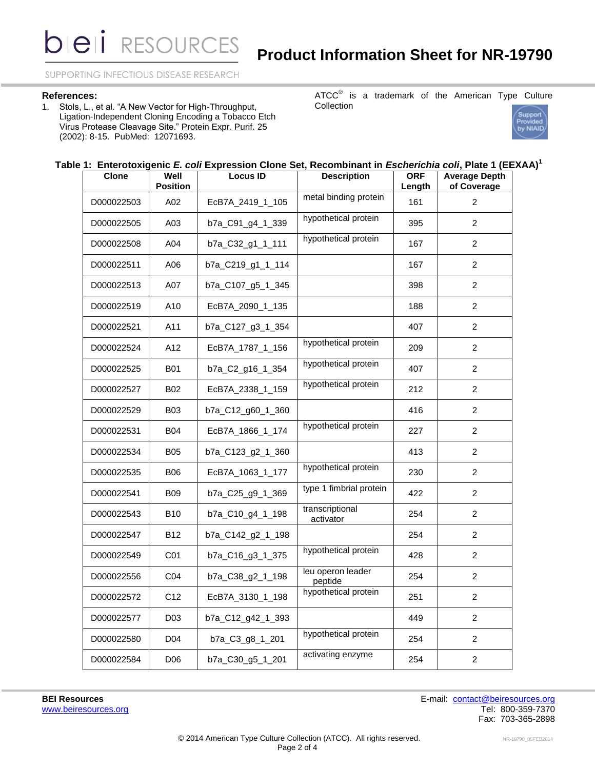## References:

1. Stols, L., et al. "A New Vector for High-Throughput, Ligation-Independent Cloning Encoding a Tobacco Etch Virus Protease Cleavage Site." Protein Expr. Purif. 25 (2002): 8-15. PubMed: 12071693.

ATCC® is a trademark of the American Type Culture Collection

**Table 1: Enterotoxigenic *E. coli* Expression Clone Set, Recombinant in *Escherichia coli*, Plate 1 (EEXAA)[1]**

| Clone | Well Position | Locus ID | Description | ORF Length | Average Depth of Coverage |
|---|---|---|---|---|---|
| D000022503 | A02 | EcB7A_2419_1_105 | metal binding protein | 161 | 2 |
| D000022505 | A03 | b7a_C91_g4_1_339 | hypothetical protein | 395 | 2 |
| D000022508 | A04 | b7a_C32_g1_1_111 | hypothetical protein | 167 | 2 |
| D000022511 | A06 | b7a_C219_g1_1_114 | | 167 | 2 |
| D000022513 | A07 | b7a_C107_g5_1_345 | | 398 | 2 |
| D000022519 | A10 | EcB7A_2090_1_135 | | 188 | 2 |
| D000022521 | A11 | b7a_C127_g3_1_354 | | 407 | 2 |
| D000022524 | A12 | EcB7A_1787_1_156 | hypothetical protein | 209 | 2 |
| D000022525 | B01 | b7a_C2_g16_1_354 | hypothetical protein | 407 | 2 |
| D000022527 | B02 | EcB7A_2338_1_159 | hypothetical protein | 212 | 2 |
| D000022529 | B03 | b7a_C12_g60_1_360 | | 416 | 2 |
| D000022531 | B04 | EcB7A_1866_1_174 | hypothetical protein | 227 | 2 |
| D000022534 | B05 | b7a_C123_g2_1_360 | | 413 | 2 |
| D000022535 | B06 | EcB7A_1063_1_177 | hypothetical protein | 230 | 2 |
| D000022541 | B09 | b7a_C25_g9_1_369 | type 1 fimbrial protein | 422 | 2 |
| D000022543 | B10 | b7a_C10_g4_1_198 | transcriptional activator | 254 | 2 |
| D000022547 | B12 | b7a_C142_g2_1_198 | | 254 | 2 |
| D000022549 | C01 | b7a_C16_g3_1_375 | hypothetical protein | 428 | 2 |
| D000022556 | C04 | b7a_C38_g2_1_198 | leu operon leader peptide | 254 | 2 |
| D000022572 | C12 | EcB7A_3130_1_198 | hypothetical protein | 251 | 2 |
| D000022577 | D03 | b7a_C12_g42_1_393 | | 449 | 2 |
| D000022580 | D04 | b7a_C3_g8_1_201 | hypothetical protein | 254 | 2 |
| D000022584 | D06 | b7a_C30_g5_1_201 | activating enzyme | 254 | 2 |

**BEI Resources**
www.beiresources.org

E-mail: contact@beiresources.org
Tel: 800-359-7370
Fax: 703-365-2898

© 2014 American Type Culture Collection (ATCC). All rights reserved.

NR-19790_05FEB2014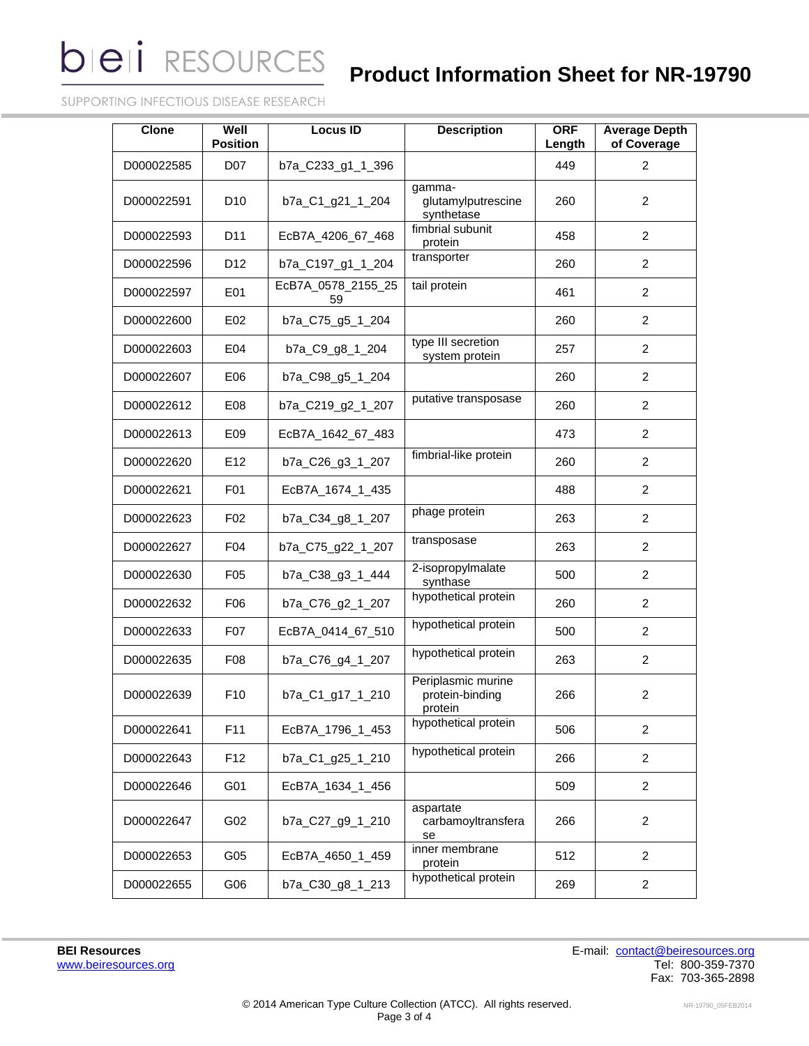| Clone | Well Position | Locus ID | Description | ORF Length | Average Depth of Coverage |
|---|---|---|---|---|---|
| D000022585 | D07 | b7a_C233_g1_1_396 | | 449 | 2 |
| D000022591 | D10 | b7a_C1_g21_1_204 | gamma-glutamylputrescine synthetase | 260 | 2 |
| D000022593 | D11 | EcB7A_4206_67_468 | fimbrial subunit protein | 458 | 2 |
| D000022596 | D12 | b7a_C197_g1_1_204 | transporter | 260 | 2 |
| D000022597 | E01 | EcB7A_0578_2155_2559 | tail protein | 461 | 2 |
| D000022600 | E02 | b7a_C75_g5_1_204 | | 260 | 2 |
| D000022603 | E04 | b7a_C9_g8_1_204 | type III secretion system protein | 257 | 2 |
| D000022607 | E06 | b7a_C98_g5_1_204 | | 260 | 2 |
| D000022612 | E08 | b7a_C219_g2_1_207 | putative transposase | 260 | 2 |
| D000022613 | E09 | EcB7A_1642_67_483 | | 473 | 2 |
| D000022620 | E12 | b7a_C26_g3_1_207 | fimbrial-like protein | 260 | 2 |
| D000022621 | F01 | EcB7A_1674_1_435 | | 488 | 2 |
| D000022623 | F02 | b7a_C34_g8_1_207 | phage protein | 263 | 2 |
| D000022627 | F04 | b7a_C75_g22_1_207 | transposase | 263 | 2 |
| D000022630 | F05 | b7a_C38_g3_1_444 | 2-isopropylmalate synthase | 500 | 2 |
| D000022632 | F06 | b7a_C76_g2_1_207 | hypothetical protein | 260 | 2 |
| D000022633 | F07 | EcB7A_0414_67_510 | hypothetical protein | 500 | 2 |
| D000022635 | F08 | b7a_C76_g4_1_207 | hypothetical protein | 263 | 2 |
| D000022639 | F10 | b7a_C1_g17_1_210 | Periplasmic murine protein-binding protein | 266 | 2 |
| D000022641 | F11 | EcB7A_1796_1_453 | hypothetical protein | 506 | 2 |
| D000022643 | F12 | b7a_C1_g25_1_210 | hypothetical protein | 266 | 2 |
| D000022646 | G01 | EcB7A_1634_1_456 | | 509 | 2 |
| D000022647 | G02 | b7a_C27_g9_1_210 | aspartate carbamoyltransferase | 266 | 2 |
| D000022653 | G05 | EcB7A_4650_1_459 | inner membrane protein | 512 | 2 |
| D000022655 | G06 | b7a_C30_g8_1_213 | hypothetical protein | 269 | 2 |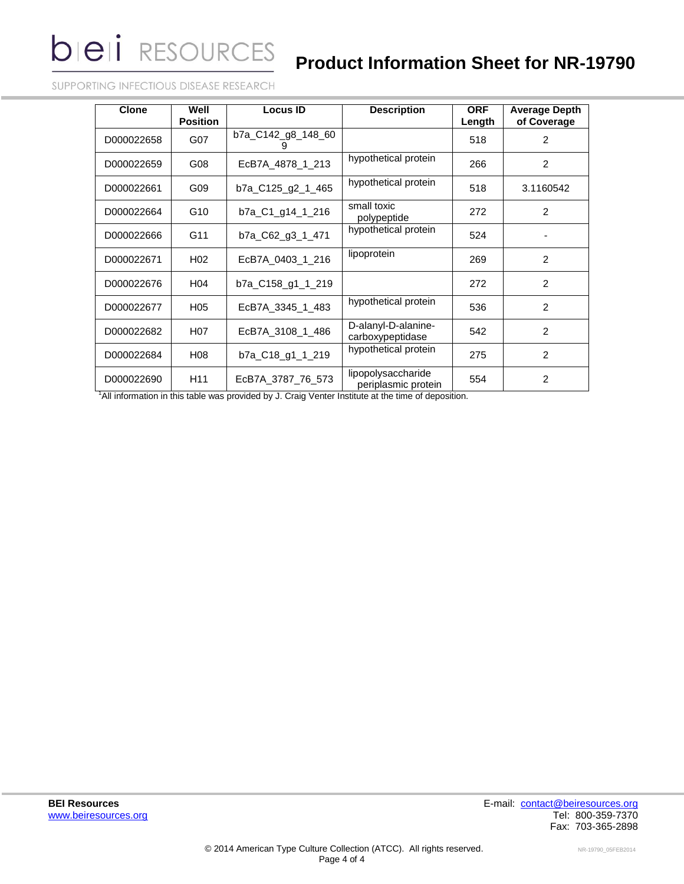| Clone | Well Position | Locus ID | Description | ORF Length | Average Depth of Coverage |
|---|---|---|---|---|---|
| D000022658 | G07 | b7a_C142_g8_148_609 | | 518 | 2 |
| D000022659 | G08 | EcB7A_4878_1_213 | hypothetical protein | 266 | 2 |
| D000022661 | G09 | b7a_C125_g2_1_465 | hypothetical protein | 518 | 3.1160542 |
| D000022664 | G10 | b7a_C1_g14_1_216 | small toxic polypeptide | 272 | 2 |
| D000022666 | G11 | b7a_C62_g3_1_471 | hypothetical protein | 524 | - |
| D000022671 | H02 | EcB7A_0403_1_216 | lipoprotein | 269 | 2 |
| D000022676 | H04 | b7a_C158_g1_1_219 | | 272 | 2 |
| D000022677 | H05 | EcB7A_3345_1_483 | hypothetical protein | 536 | 2 |
| D000022682 | H07 | EcB7A_3108_1_486 | D-alanyl-D-alanine-carboxypeptidase | 542 | 2 |
| D000022684 | H08 | b7a_C18_g1_1_219 | hypothetical protein | 275 | 2 |
| D000022690 | H11 | EcB7A_3787_76_573 | lipopolysaccharide periplasmic protein | 554 | 2 |

[1]All information in this table was provided by J. Craig Venter Institute at the time of deposition.